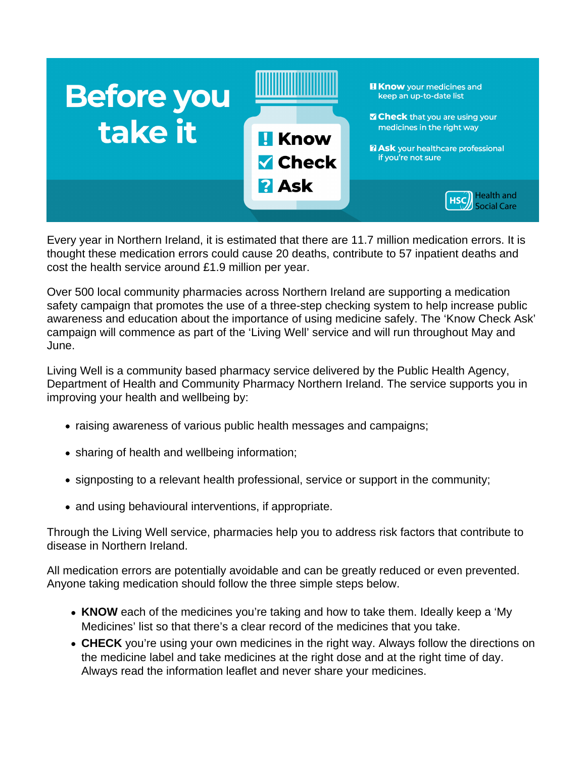# Before you take it

**Know** **Check** **Ask**

- **Know** your medicines and keep an up-to-date list
- **Check** that you are using your medicines in the right way
- **Ask** your healthcare professional if you're not sure

HSC Health and Social Care

Every year in Northern Ireland, it is estimated that there are 11.7 million medication errors. It is thought these medication errors could cause 20 deaths, contribute to 57 inpatient deaths and cost the health service around £1.9 million per year.

Over 500 local community pharmacies across Northern Ireland are supporting a medication safety campaign that promotes the use of a three-step checking system to help increase public awareness and education about the importance of using medicine safely. The 'Know Check Ask' campaign will commence as part of the 'Living Well' service and will run throughout May and June.

Living Well is a community based pharmacy service delivered by the Public Health Agency, Department of Health and Community Pharmacy Northern Ireland. The service supports you in improving your health and wellbeing by:

- raising awareness of various public health messages and campaigns;
- sharing of health and wellbeing information;
- signposting to a relevant health professional, service or support in the community;
- and using behavioural interventions, if appropriate.

Through the Living Well service, pharmacies help you to address risk factors that contribute to disease in Northern Ireland.

All medication errors are potentially avoidable and can be greatly reduced or even prevented. Anyone taking medication should follow the three simple steps below.

- **KNOW** each of the medicines you're taking and how to take them. Ideally keep a 'My Medicines' list so that there's a clear record of the medicines that you take.
- **CHECK** you're using your own medicines in the right way. Always follow the directions on the medicine label and take medicines at the right dose and at the right time of day. Always read the information leaflet and never share your medicines.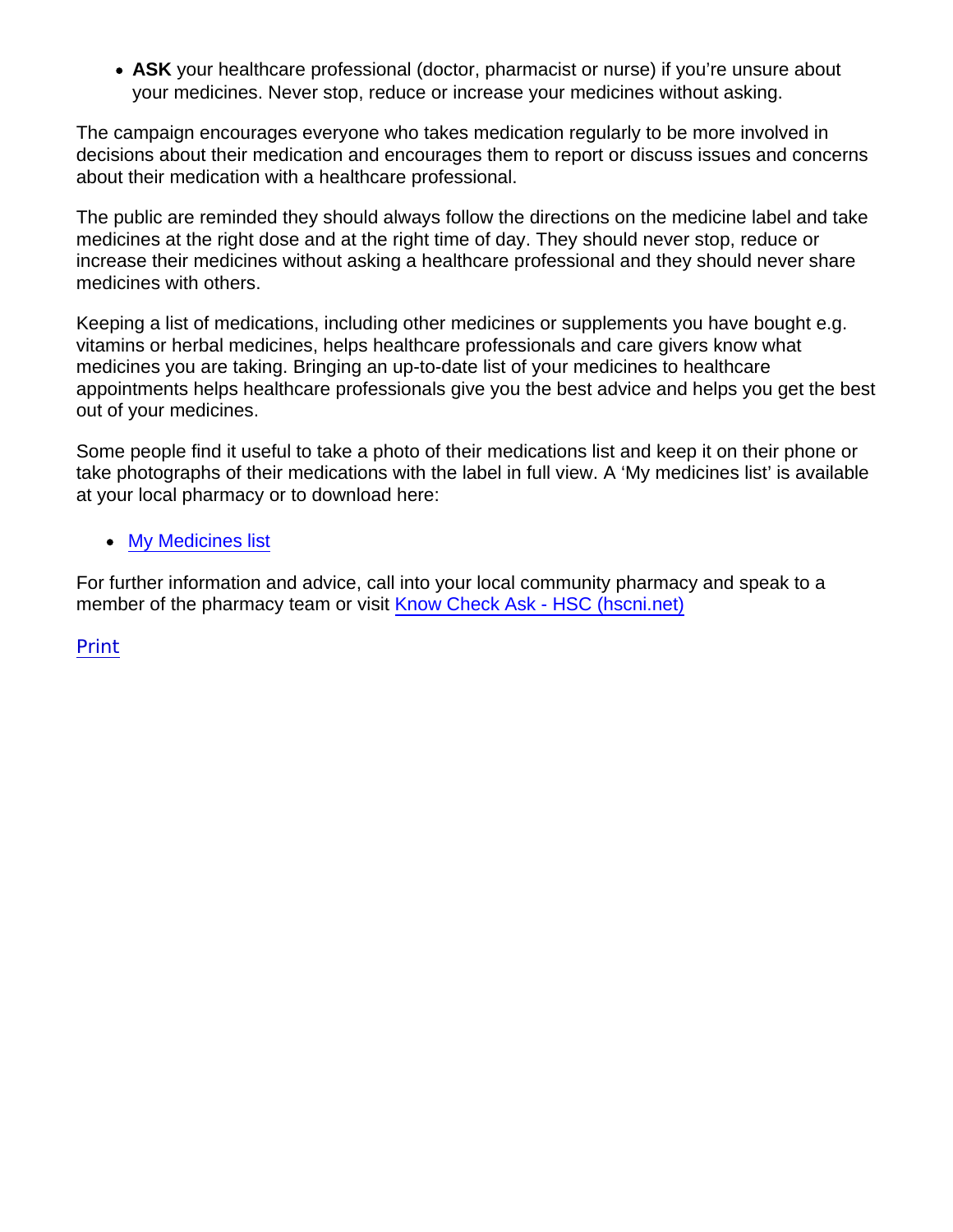- **ASK** your healthcare professional (doctor, pharmacist or nurse) if you're unsure about your medicines. Never stop, reduce or increase your medicines without asking.

The campaign encourages everyone who takes medication regularly to be more involved in decisions about their medication and encourages them to report or discuss issues and concerns about their medication with a healthcare professional.

The public are reminded they should always follow the directions on the medicine label and take medicines at the right dose and at the right time of day. They should never stop, reduce or increase their medicines without asking a healthcare professional and they should never share medicines with others.

Keeping a list of medications, including other medicines or supplements you have bought e.g. vitamins or herbal medicines, helps healthcare professionals and care givers know what medicines you are taking. Bringing an up-to-date list of your medicines to healthcare appointments helps healthcare professionals give you the best advice and helps you get the best out of your medicines.

Some people find it useful to take a photo of their medications list and keep it on their phone or take photographs of their medications with the label in full view. A 'My medicines list' is available at your local pharmacy or to download here:

- My Medicines list

For further information and advice, call into your local community pharmacy and speak to a member of the pharmacy team or visit Know Check Ask - HSC (hscni.net)

Print